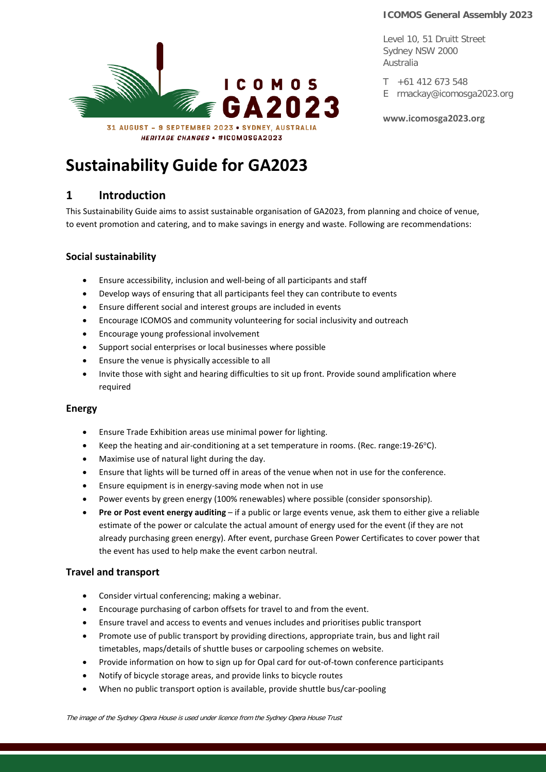**ICOMOS General Assembly 2023**

Level 10, 51 Druitt Street
Sydney NSW 2000
Australia

T +61 412 673 548
E rmackay@icomosga2023.org

**www.icomosga2023.org**

ICOMOS GA2023

31 AUGUST – 9 SEPTEMBER 2023 • SYDNEY, AUSTRALIA
*HERITAGE CHANGES • #ICOMOSGA2023*

# Sustainability Guide for GA2023

## 1 Introduction

This Sustainability Guide aims to assist sustainable organisation of GA2023, from planning and choice of venue, to event promotion and catering, and to make savings in energy and waste. Following are recommendations:

### Social sustainability

- Ensure accessibility, inclusion and well-being of all participants and staff
- Develop ways of ensuring that all participants feel they can contribute to events
- Ensure different social and interest groups are included in events
- Encourage ICOMOS and community volunteering for social inclusivity and outreach
- Encourage young professional involvement
- Support social enterprises or local businesses where possible
- Ensure the venue is physically accessible to all
- Invite those with sight and hearing difficulties to sit up front. Provide sound amplification where required

### Energy

- Ensure Trade Exhibition areas use minimal power for lighting.
- Keep the heating and air-conditioning at a set temperature in rooms. (Rec. range:19-26°C).
- Maximise use of natural light during the day.
- Ensure that lights will be turned off in areas of the venue when not in use for the conference.
- Ensure equipment is in energy-saving mode when not in use
- Power events by green energy (100% renewables) where possible (consider sponsorship).
- **Pre or Post event energy auditing** – if a public or large events venue, ask them to either give a reliable estimate of the power or calculate the actual amount of energy used for the event (if they are not already purchasing green energy). After event, purchase Green Power Certificates to cover power that the event has used to help make the event carbon neutral.

### Travel and transport

- Consider virtual conferencing; making a webinar.
- Encourage purchasing of carbon offsets for travel to and from the event.
- Ensure travel and access to events and venues includes and prioritises public transport
- Promote use of public transport by providing directions, appropriate train, bus and light rail timetables, maps/details of shuttle buses or carpooling schemes on website.
- Provide information on how to sign up for Opal card for out-of-town conference participants
- Notify of bicycle storage areas, and provide links to bicycle routes
- When no public transport option is available, provide shuttle bus/car-pooling

*The image of the Sydney Opera House is used under licence from the Sydney Opera House Trust*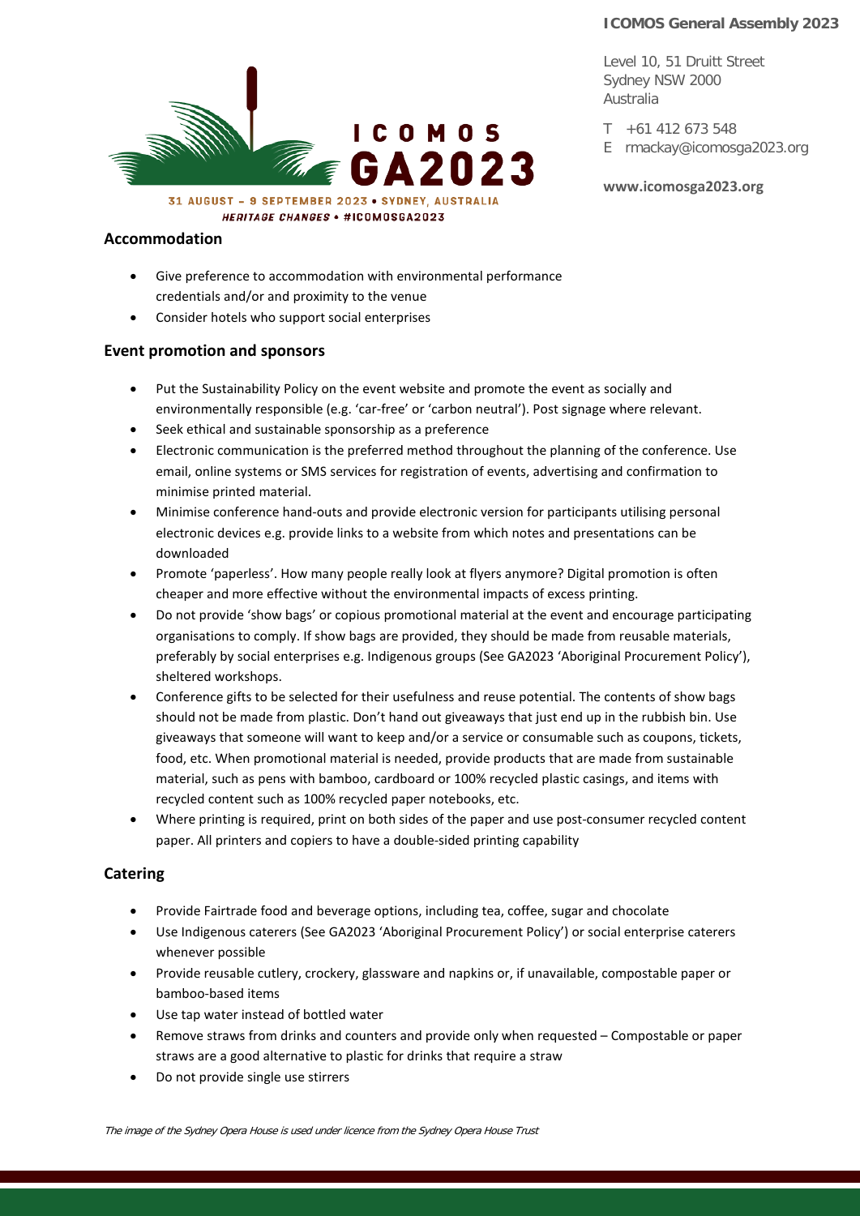## Accommodation

- Give preference to accommodation with environmental performance credentials and/or and proximity to the venue
- Consider hotels who support social enterprises

## Event promotion and sponsors

- Put the Sustainability Policy on the event website and promote the event as socially and environmentally responsible (e.g. 'car-free' or 'carbon neutral'). Post signage where relevant.
- Seek ethical and sustainable sponsorship as a preference
- Electronic communication is the preferred method throughout the planning of the conference. Use email, online systems or SMS services for registration of events, advertising and confirmation to minimise printed material.
- Minimise conference hand-outs and provide electronic version for participants utilising personal electronic devices e.g. provide links to a website from which notes and presentations can be downloaded
- Promote 'paperless'. How many people really look at flyers anymore? Digital promotion is often cheaper and more effective without the environmental impacts of excess printing.
- Do not provide 'show bags' or copious promotional material at the event and encourage participating organisations to comply. If show bags are provided, they should be made from reusable materials, preferably by social enterprises e.g. Indigenous groups (See GA2023 'Aboriginal Procurement Policy'), sheltered workshops.
- Conference gifts to be selected for their usefulness and reuse potential. The contents of show bags should not be made from plastic. Don't hand out giveaways that just end up in the rubbish bin. Use giveaways that someone will want to keep and/or a service or consumable such as coupons, tickets, food, etc. When promotional material is needed, provide products that are made from sustainable material, such as pens with bamboo, cardboard or 100% recycled plastic casings, and items with recycled content such as 100% recycled paper notebooks, etc.
- Where printing is required, print on both sides of the paper and use post-consumer recycled content paper. All printers and copiers to have a double-sided printing capability

## Catering

- Provide Fairtrade food and beverage options, including tea, coffee, sugar and chocolate
- Use Indigenous caterers (See GA2023 'Aboriginal Procurement Policy') or social enterprise caterers whenever possible
- Provide reusable cutlery, crockery, glassware and napkins or, if unavailable, compostable paper or bamboo-based items
- Use tap water instead of bottled water
- Remove straws from drinks and counters and provide only when requested – Compostable or paper straws are a good alternative to plastic for drinks that require a straw
- Do not provide single use stirrers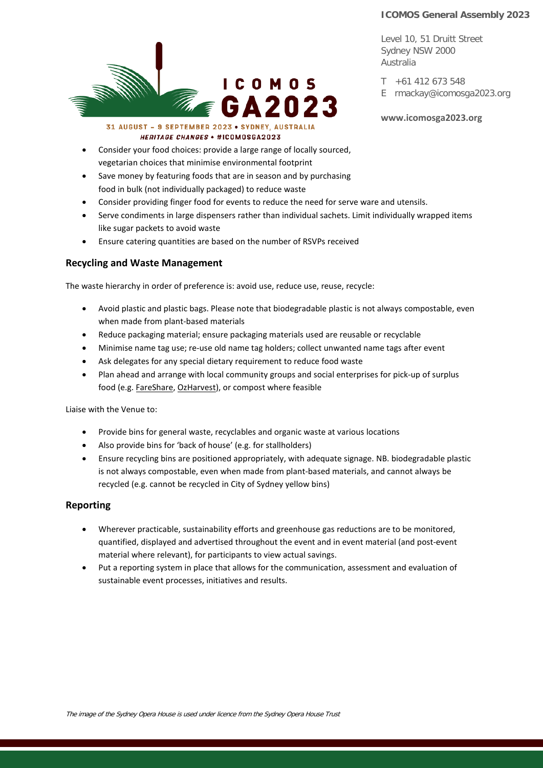- Consider your food choices: provide a large range of locally sourced, vegetarian choices that minimise environmental footprint
- Save money by featuring foods that are in season and by purchasing food in bulk (not individually packaged) to reduce waste
- Consider providing finger food for events to reduce the need for serve ware and utensils.
- Serve condiments in large dispensers rather than individual sachets. Limit individually wrapped items like sugar packets to avoid waste
- Ensure catering quantities are based on the number of RSVPs received

## Recycling and Waste Management

The waste hierarchy in order of preference is: avoid use, reduce use, reuse, recycle:

- Avoid plastic and plastic bags. Please note that biodegradable plastic is not always compostable, even when made from plant-based materials
- Reduce packaging material; ensure packaging materials used are reusable or recyclable
- Minimise name tag use; re-use old name tag holders; collect unwanted name tags after event
- Ask delegates for any special dietary requirement to reduce food waste
- Plan ahead and arrange with local community groups and social enterprises for pick-up of surplus food (e.g. FareShare, OzHarvest), or compost where feasible

Liaise with the Venue to:

- Provide bins for general waste, recyclables and organic waste at various locations
- Also provide bins for 'back of house' (e.g. for stallholders)
- Ensure recycling bins are positioned appropriately, with adequate signage. NB. biodegradable plastic is not always compostable, even when made from plant-based materials, and cannot always be recycled (e.g. cannot be recycled in City of Sydney yellow bins)

## Reporting

- Wherever practicable, sustainability efforts and greenhouse gas reductions are to be monitored, quantified, displayed and advertised throughout the event and in event material (and post-event material where relevant), for participants to view actual savings.
- Put a reporting system in place that allows for the communication, assessment and evaluation of sustainable event processes, initiatives and results.